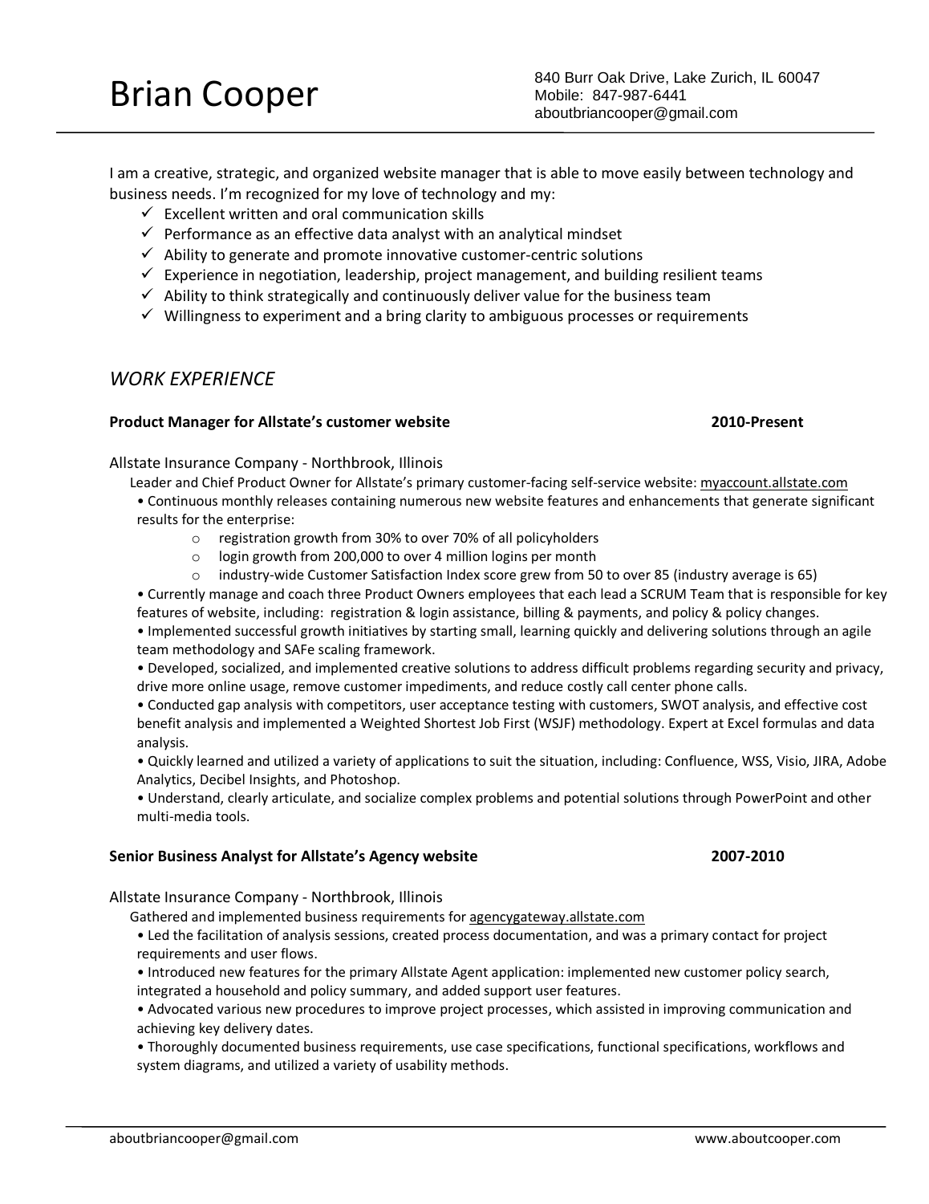# Brian Cooper

840 Burr Oak Drive, Lake Zurich, IL 60047
Mobile: 847-987-6441
aboutbriancooper@gmail.com

---

I am a creative, strategic, and organized website manager that is able to move easily between technology and business needs. I'm recognized for my love of technology and my:

- ✓ Excellent written and oral communication skills
- ✓ Performance as an effective data analyst with an analytical mindset
- ✓ Ability to generate and promote innovative customer-centric solutions
- ✓ Experience in negotiation, leadership, project management, and building resilient teams
- ✓ Ability to think strategically and continuously deliver value for the business team
- ✓ Willingness to experiment and a bring clarity to ambiguous processes or requirements

## *WORK EXPERIENCE*

**Product Manager for Allstate's customer website** **2010-Present**

Allstate Insurance Company - Northbrook, Illinois

Leader and Chief Product Owner for Allstate's primary customer-facing self-service website: myaccount.allstate.com

- Continuous monthly releases containing numerous new website features and enhancements that generate significant results for the enterprise:
  - registration growth from 30% to over 70% of all policyholders
  - login growth from 200,000 to over 4 million logins per month
  - industry-wide Customer Satisfaction Index score grew from 50 to over 85 (industry average is 65)
- Currently manage and coach three Product Owners employees that each lead a SCRUM Team that is responsible for key features of website, including: registration & login assistance, billing & payments, and policy & policy changes.
- Implemented successful growth initiatives by starting small, learning quickly and delivering solutions through an agile team methodology and SAFe scaling framework.
- Developed, socialized, and implemented creative solutions to address difficult problems regarding security and privacy, drive more online usage, remove customer impediments, and reduce costly call center phone calls.
- Conducted gap analysis with competitors, user acceptance testing with customers, SWOT analysis, and effective cost benefit analysis and implemented a Weighted Shortest Job First (WSJF) methodology. Expert at Excel formulas and data analysis.
- Quickly learned and utilized a variety of applications to suit the situation, including: Confluence, WSS, Visio, JIRA, Adobe Analytics, Decibel Insights, and Photoshop.
- Understand, clearly articulate, and socialize complex problems and potential solutions through PowerPoint and other multi-media tools.

**Senior Business Analyst for Allstate's Agency website** **2007-2010**

Allstate Insurance Company - Northbrook, Illinois

Gathered and implemented business requirements for agencygateway.allstate.com

- Led the facilitation of analysis sessions, created process documentation, and was a primary contact for project requirements and user flows.
- Introduced new features for the primary Allstate Agent application: implemented new customer policy search, integrated a household and policy summary, and added support user features.
- Advocated various new procedures to improve project processes, which assisted in improving communication and achieving key delivery dates.
- Thoroughly documented business requirements, use case specifications, functional specifications, workflows and system diagrams, and utilized a variety of usability methods.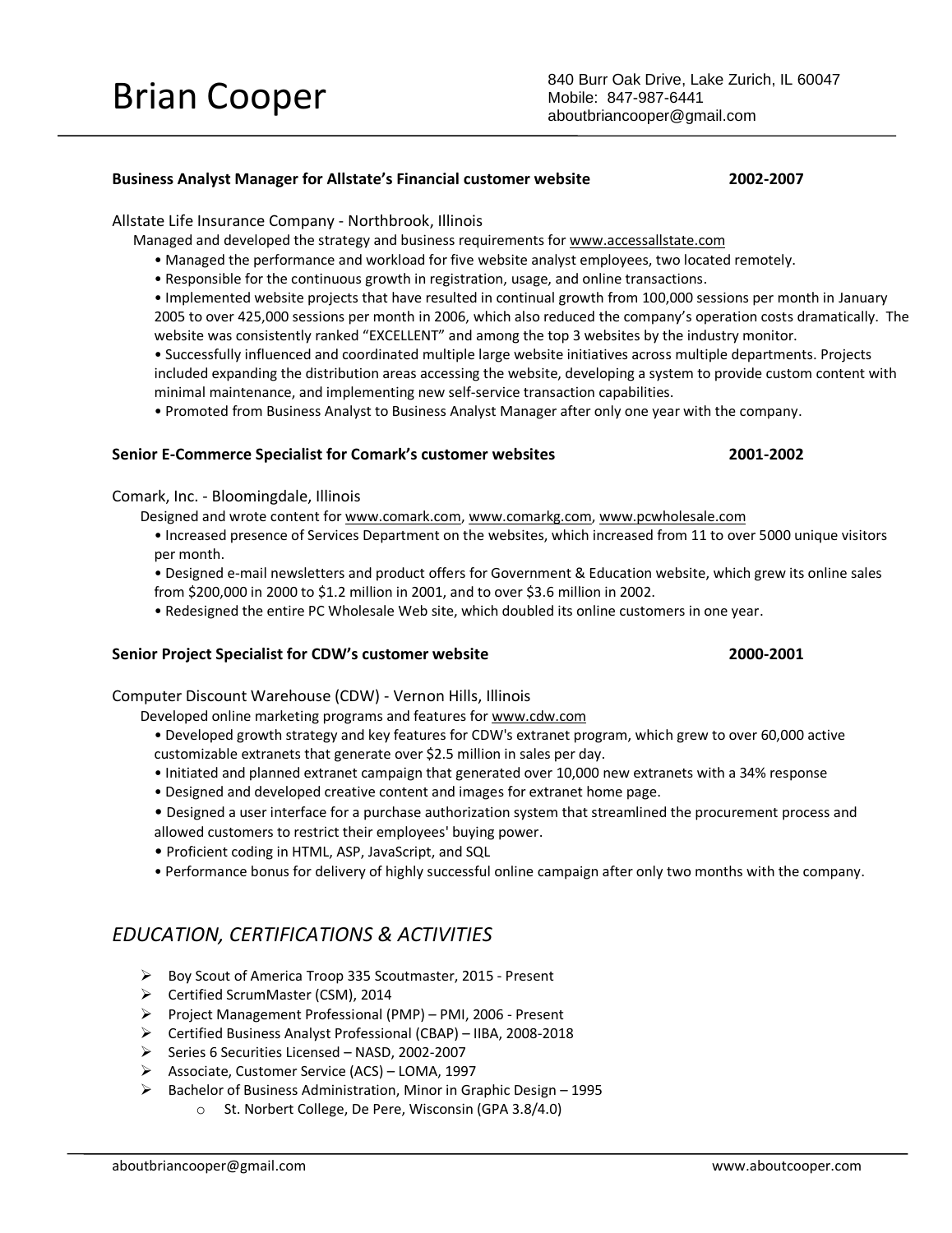# Brian Cooper

840 Burr Oak Drive, Lake Zurich, IL 60047
Mobile: 847-987-6441
aboutbriancooper@gmail.com

**Business Analyst Manager for Allstate's Financial customer website** **2002-2007**

Allstate Life Insurance Company - Northbrook, Illinois

Managed and developed the strategy and business requirements for www.accessallstate.com

- Managed the performance and workload for five website analyst employees, two located remotely.
- Responsible for the continuous growth in registration, usage, and online transactions.
- Implemented website projects that have resulted in continual growth from 100,000 sessions per month in January 2005 to over 425,000 sessions per month in 2006, which also reduced the company's operation costs dramatically. The website was consistently ranked "EXCELLENT" and among the top 3 websites by the industry monitor.
- Successfully influenced and coordinated multiple large website initiatives across multiple departments. Projects included expanding the distribution areas accessing the website, developing a system to provide custom content with minimal maintenance, and implementing new self-service transaction capabilities.
- Promoted from Business Analyst to Business Analyst Manager after only one year with the company.

**Senior E-Commerce Specialist for Comark's customer websites** **2001-2002**

Comark, Inc. - Bloomingdale, Illinois

Designed and wrote content for www.comark.com, www.comarkg.com, www.pcwholesale.com

- Increased presence of Services Department on the websites, which increased from 11 to over 5000 unique visitors per month.
- Designed e-mail newsletters and product offers for Government & Education website, which grew its online sales from $200,000 in 2000 to $1.2 million in 2001, and to over $3.6 million in 2002.
- Redesigned the entire PC Wholesale Web site, which doubled its online customers in one year.

**Senior Project Specialist for CDW's customer website** **2000-2001**

Computer Discount Warehouse (CDW) - Vernon Hills, Illinois

Developed online marketing programs and features for www.cdw.com

- Developed growth strategy and key features for CDW's extranet program, which grew to over 60,000 active customizable extranets that generate over $2.5 million in sales per day.
- Initiated and planned extranet campaign that generated over 10,000 new extranets with a 34% response
- Designed and developed creative content and images for extranet home page.
- Designed a user interface for a purchase authorization system that streamlined the procurement process and allowed customers to restrict their employees' buying power.
- Proficient coding in HTML, ASP, JavaScript, and SQL
- Performance bonus for delivery of highly successful online campaign after only two months with the company.

## *EDUCATION, CERTIFICATIONS & ACTIVITIES*

- Boy Scout of America Troop 335 Scoutmaster, 2015 - Present
- Certified ScrumMaster (CSM), 2014
- Project Management Professional (PMP) – PMI, 2006 - Present
- Certified Business Analyst Professional (CBAP) – IIBA, 2008-2018
- Series 6 Securities Licensed – NASD, 2002-2007
- Associate, Customer Service (ACS) – LOMA, 1997
- Bachelor of Business Administration, Minor in Graphic Design – 1995
    - St. Norbert College, De Pere, Wisconsin (GPA 3.8/4.0)